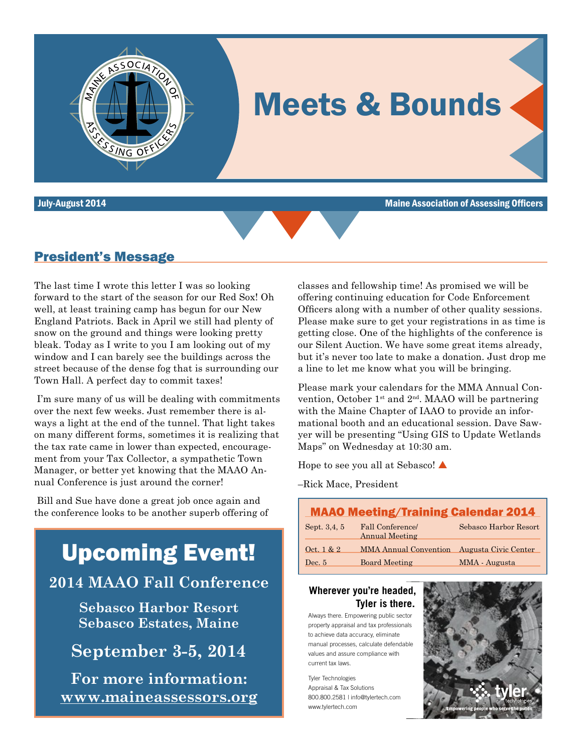# Meets & Bounds

July-August 2014 — Maine Association of Assessing Officers

## President's Message

The last time I wrote this letter I was so looking forward to the start of the season for our Red Sox! Oh well, at least training camp has begun for our New England Patriots. Back in April we still had plenty of snow on the ground and things were looking pretty bleak. Today as I write to you I am looking out of my window and I can barely see the buildings across the street because of the dense fog that is surrounding our Town Hall. A perfect day to commit taxes!

I'm sure many of us will be dealing with commitments over the next few weeks. Just remember there is always a light at the end of the tunnel. That light takes on many different forms, sometimes it is realizing that the tax rate came in lower than expected, encouragement from your Tax Collector, a sympathetic Town Manager, or better yet knowing that the MAAO Annual Conference is just around the corner!

Bill and Sue have done a great job once again and the conference looks to be another superb offering of classes and fellowship time! As promised we will be offering continuing education for Code Enforcement Officers along with a number of other quality sessions. Please make sure to get your registrations in as time is getting close. One of the highlights of the conference is our Silent Auction. We have some great items already, but it's never too late to make a donation. Just drop me a line to let me know what you will be bringing.

Please mark your calendars for the MMA Annual Convention, October 1st and 2nd. MAAO will be partnering with the Maine Chapter of IAAO to provide an informational booth and an educational session. Dave Sawyer will be presenting "Using GIS to Update Wetlands Maps" on Wednesday at 10:30 am.

Hope to see you all at Sebasco! ▲

–Rick Mace, President

## Upcoming Event!

### 2014 MAAO Fall Conference

**Sebasco Harbor Resort**
**Sebasco Estates, Maine**

**September 3-5, 2014**

**For more information:**
**www.maineassessors.org**

## MAAO Meeting/Training Calendar 2014

| Date | Event | Location |
|---|---|---|
| Sept. 3,4, 5 | Fall Conference/ Annual Meeting | Sebasco Harbor Resort |
| Oct. 1 & 2 | MMA Annual Convention | Augusta Civic Center |
| Dec. 5 | Board Meeting | MMA - Augusta |

**Wherever you're headed, Tyler is there.**

Always there. Empowering public sector property appraisal and tax professionals to achieve data accuracy, eliminate manual processes, calculate defendable values and assure compliance with current tax laws.

Tyler Technologies
Appraisal & Tax Solutions
800.800.2581 | info@tylertech.com
www.tylertech.com

tyler technologies — Empowering people who serve the public™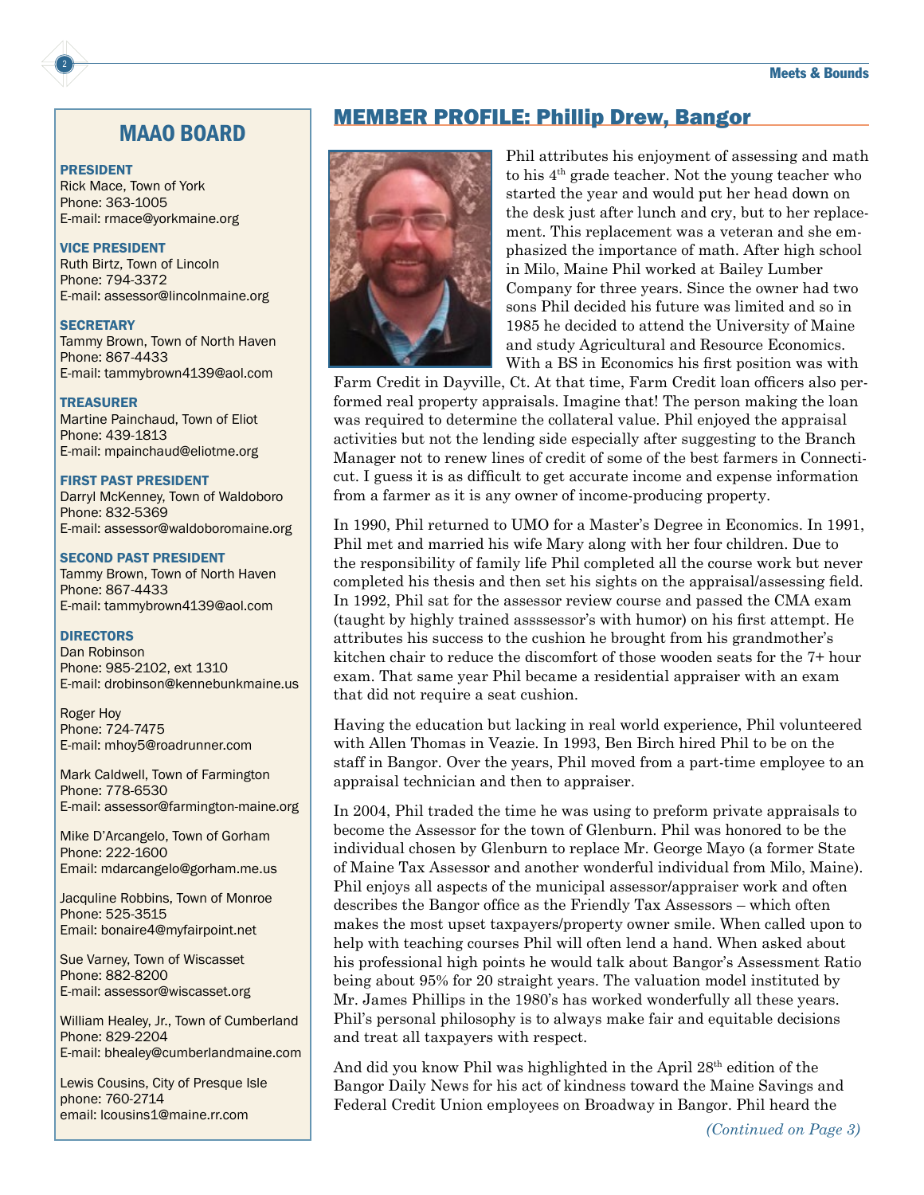## MAAO BOARD

**PRESIDENT**
Rick Mace, Town of York
Phone: 363-1005
E-mail: rmace@yorkmaine.org

**VICE PRESIDENT**
Ruth Birtz, Town of Lincoln
Phone: 794-3372
E-mail: assessor@lincolnmaine.org

**SECRETARY**
Tammy Brown, Town of North Haven
Phone: 867-4433
E-mail: tammybrown4139@aol.com

**TREASURER**
Martine Painchaud, Town of Eliot
Phone: 439-1813
E-mail: mpainchaud@eliotme.org

**FIRST PAST PRESIDENT**
Darryl McKenney, Town of Waldoboro
Phone: 832-5369
E-mail: assessor@waldoboromaine.org

**SECOND PAST PRESIDENT**
Tammy Brown, Town of North Haven
Phone: 867-4433
E-mail: tammybrown4139@aol.com

**DIRECTORS**
Dan Robinson
Phone: 985-2102, ext 1310
E-mail: drobinson@kennebunkmaine.us

Roger Hoy
Phone: 724-7475
E-mail: mhoy5@roadrunner.com

Mark Caldwell, Town of Farmington
Phone: 778-6530
E-mail: assessor@farmington-maine.org

Mike D'Arcangelo, Town of Gorham
Phone: 222-1600
Email: mdarcangelo@gorham.me.us

Jacquline Robbins, Town of Monroe
Phone: 525-3515
Email: bonaire4@myfairpoint.net

Sue Varney, Town of Wiscasset
Phone: 882-8200
E-mail: assessor@wiscasset.org

William Healey, Jr., Town of Cumberland
Phone: 829-2204
E-mail: bhealey@cumberlandmaine.com

Lewis Cousins, City of Presque Isle
phone: 760-2714
email: lcousins1@maine.rr.com

## MEMBER PROFILE: Phillip Drew, Bangor

Phil attributes his enjoyment of assessing and math to his 4th grade teacher. Not the young teacher who started the year and would put her head down on the desk just after lunch and cry, but to her replacement. This replacement was a veteran and she emphasized the importance of math. After high school in Milo, Maine Phil worked at Bailey Lumber Company for three years. Since the owner had two sons Phil decided his future was limited and so in 1985 he decided to attend the University of Maine and study Agricultural and Resource Economics. With a BS in Economics his first position was with Farm Credit in Dayville, Ct. At that time, Farm Credit loan officers also performed real property appraisals. Imagine that! The person making the loan was required to determine the collateral value. Phil enjoyed the appraisal activities but not the lending side especially after suggesting to the Branch Manager not to renew lines of credit of some of the best farmers in Connecticut. I guess it is as difficult to get accurate income and expense information from a farmer as it is any owner of income-producing property.

In 1990, Phil returned to UMO for a Master's Degree in Economics. In 1991, Phil met and married his wife Mary along with her four children. Due to the responsibility of family life Phil completed all the course work but never completed his thesis and then set his sights on the appraisal/assessing field. In 1992, Phil sat for the assessor review course and passed the CMA exam (taught by highly trained assssessor's with humor) on his first attempt. He attributes his success to the cushion he brought from his grandmother's kitchen chair to reduce the discomfort of those wooden seats for the 7+ hour exam. That same year Phil became a residential appraiser with an exam that did not require a seat cushion.

Having the education but lacking in real world experience, Phil volunteered with Allen Thomas in Veazie. In 1993, Ben Birch hired Phil to be on the staff in Bangor. Over the years, Phil moved from a part-time employee to an appraisal technician and then to appraiser.

In 2004, Phil traded the time he was using to preform private appraisals to become the Assessor for the town of Glenburn. Phil was honored to be the individual chosen by Glenburn to replace Mr. George Mayo (a former State of Maine Tax Assessor and another wonderful individual from Milo, Maine). Phil enjoys all aspects of the municipal assessor/appraiser work and often describes the Bangor office as the Friendly Tax Assessors – which often makes the most upset taxpayers/property owner smile. When called upon to help with teaching courses Phil will often lend a hand. When asked about his professional high points he would talk about Bangor's Assessment Ratio being about 95% for 20 straight years. The valuation model instituted by Mr. James Phillips in the 1980's has worked wonderfully all these years. Phil's personal philosophy is to always make fair and equitable decisions and treat all taxpayers with respect.

And did you know Phil was highlighted in the April 28th edition of the Bangor Daily News for his act of kindness toward the Maine Savings and Federal Credit Union employees on Broadway in Bangor. Phil heard the

*(Continued on Page 3)*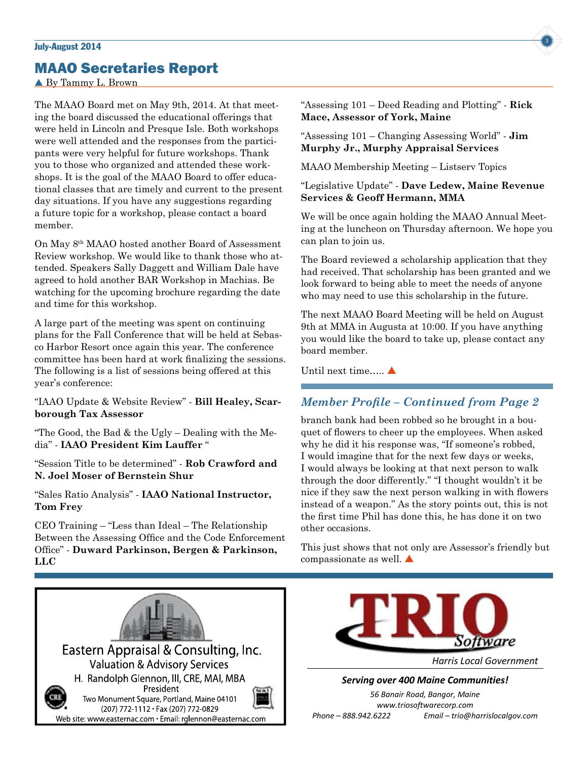## MAAO Secretaries Report

▲ By Tammy L. Brown

The MAAO Board met on May 9th, 2014. At that meeting the board discussed the educational offerings that were held in Lincoln and Presque Isle. Both workshops were well attended and the responses from the participants were very helpful for future workshops. Thank you to those who organized and attended these workshops. It is the goal of the MAAO Board to offer educational classes that are timely and current to the present day situations. If you have any suggestions regarding a future topic for a workshop, please contact a board member.

On May 8th MAAO hosted another Board of Assessment Review workshop. We would like to thank those who attended. Speakers Sally Daggett and William Dale have agreed to hold another BAR Workshop in Machias. Be watching for the upcoming brochure regarding the date and time for this workshop.

A large part of the meeting was spent on continuing plans for the Fall Conference that will be held at Sebasco Harbor Resort once again this year. The conference committee has been hard at work finalizing the sessions. The following is a list of sessions being offered at this year's conference:

"IAAO Update & Website Review" - **Bill Healey, Scarborough Tax Assessor**

"The Good, the Bad & the Ugly – Dealing with the Media" - **IAAO President Kim Lauffer** "

"Session Title to be determined" - **Rob Crawford and N. Joel Moser of Bernstein Shur**

"Sales Ratio Analysis" - **IAAO National Instructor, Tom Frey**

CEO Training – "Less than Ideal – The Relationship Between the Assessing Office and the Code Enforcement Office" - **Duward Parkinson, Bergen & Parkinson, LLC**

"Assessing 101 – Deed Reading and Plotting" - **Rick Mace, Assessor of York, Maine**

"Assessing 101 – Changing Assessing World" - **Jim Murphy Jr., Murphy Appraisal Services**

MAAO Membership Meeting – Listserv Topics

"Legislative Update" - **Dave Ledew, Maine Revenue Services & Geoff Hermann, MMA**

We will be once again holding the MAAO Annual Meeting at the luncheon on Thursday afternoon. We hope you can plan to join us.

The Board reviewed a scholarship application that they had received. That scholarship has been granted and we look forward to being able to meet the needs of anyone who may need to use this scholarship in the future.

The next MAAO Board Meeting will be held on August 9th at MMA in Augusta at 10:00. If you have anything you would like the board to take up, please contact any board member.

Until next time….. ▲

### *Member Profile – Continued from Page 2*

branch bank had been robbed so he brought in a bouquet of flowers to cheer up the employees. When asked why he did it his response was, "If someone's robbed, I would imagine that for the next few days or weeks, I would always be looking at that next person to walk through the door differently." "I thought wouldn't it be nice if they saw the next person walking in with flowers instead of a weapon." As the story points out, this is not the first time Phil has done this, he has done it on two other occasions.

This just shows that not only are Assessor's friendly but compassionate as well. ▲

---

Eastern Appraisal & Consulting, Inc.
Valuation & Advisory Services
H. Randolph Glennon, III, CRE, MAI, MBA
President
Two Monument Square, Portland, Maine 04101
(207) 772-1112 • Fax (207) 772-0829
Web site: www.easternac.com • Email: rglennon@easternac.com

---

TRIO Software
Harris Local Government

***Serving over 400 Maine Communities!***

*56 Banair Road, Bangor, Maine*
*www.triosoftwarecorp.com*
*Phone – 888.942.6222* *Email – trio@harrislocalgov.com*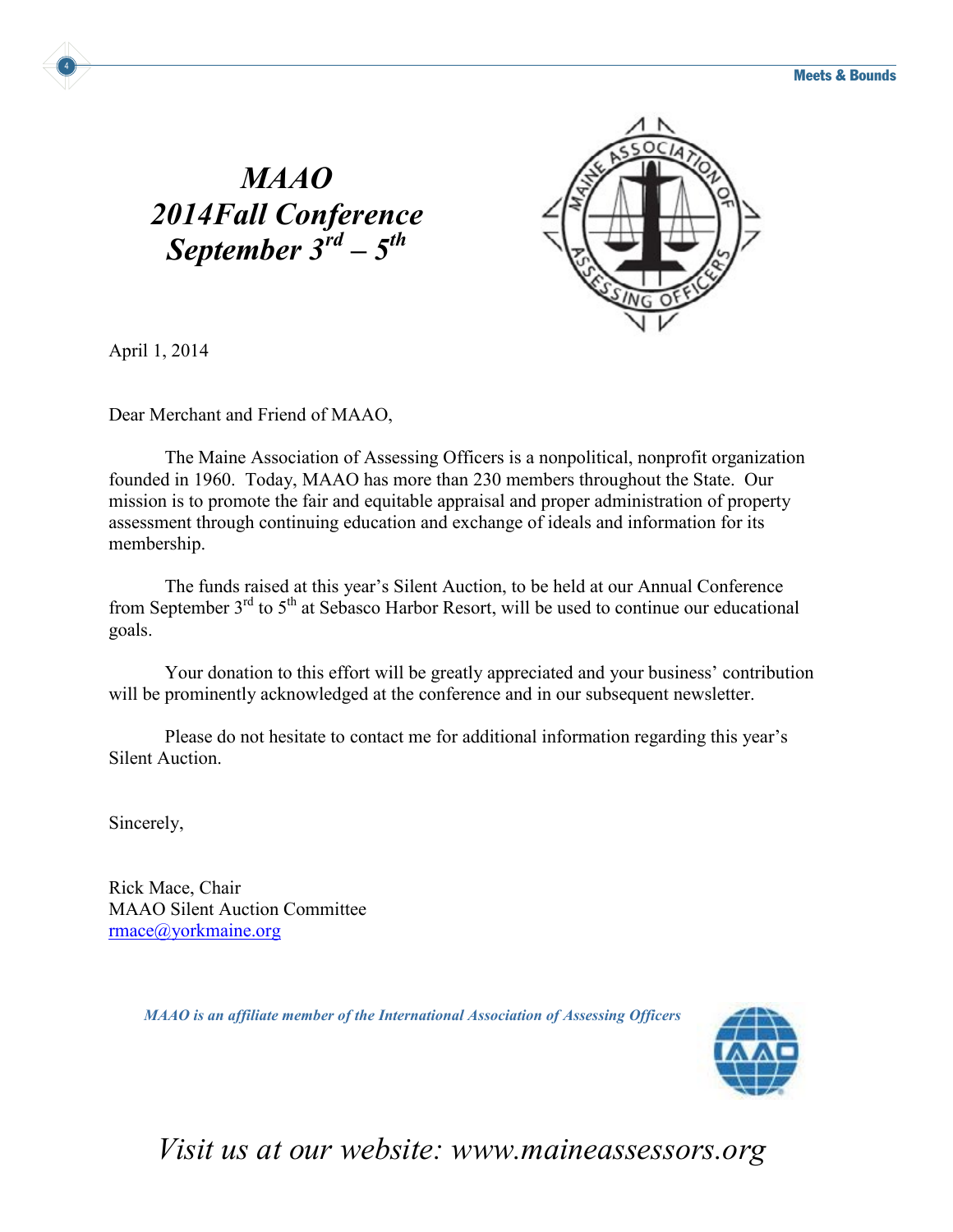# *MAAO*
# *2014Fall Conference*
# *September 3rd – 5th*

April 1, 2014

Dear Merchant and Friend of MAAO,

The Maine Association of Assessing Officers is a nonpolitical, nonprofit organization founded in 1960. Today, MAAO has more than 230 members throughout the State. Our mission is to promote the fair and equitable appraisal and proper administration of property assessment through continuing education and exchange of ideals and information for its membership.

The funds raised at this year's Silent Auction, to be held at our Annual Conference from September 3rd to 5th at Sebasco Harbor Resort, will be used to continue our educational goals.

Your donation to this effort will be greatly appreciated and your business' contribution will be prominently acknowledged at the conference and in our subsequent newsletter.

Please do not hesitate to contact me for additional information regarding this year's Silent Auction.

Sincerely,

Rick Mace, Chair
MAAO Silent Auction Committee
rmace@yorkmaine.org

***MAAO is an affiliate member of the International Association of Assessing Officers***

*Visit us at our website: www.maineassessors.org*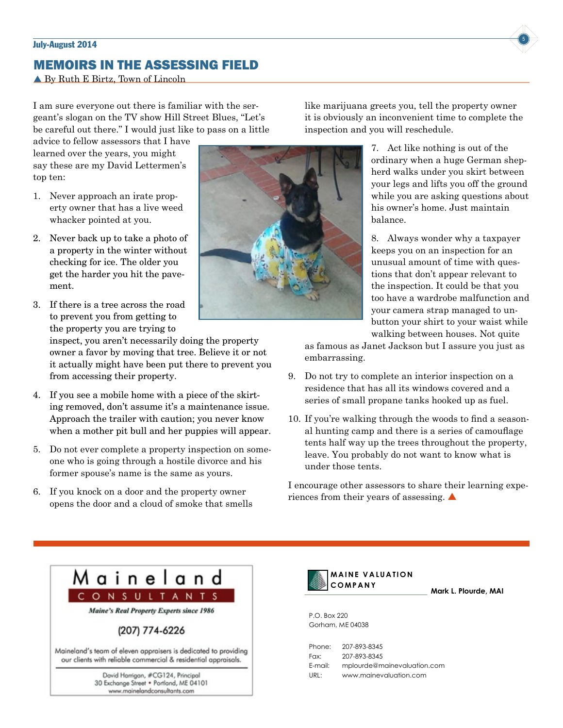# MEMOIRS IN THE ASSESSING FIELD

▲ By Ruth E Birtz, Town of Lincoln

I am sure everyone out there is familiar with the sergeant's slogan on the TV show Hill Street Blues, "Let's be careful out there." I would just like to pass on a little advice to fellow assessors that I have learned over the years, you might say these are my David Lettermen's top ten:

1. Never approach an irate property owner that has a live weed whacker pointed at you.
2. Never back up to take a photo of a property in the winter without checking for ice. The older you get the harder you hit the pavement.
3. If there is a tree across the road to prevent you from getting to the property you are trying to inspect, you aren't necessarily doing the property owner a favor by moving that tree. Believe it or not it actually might have been put there to prevent you from accessing their property.
4. If you see a mobile home with a piece of the skirting removed, don't assume it's a maintenance issue. Approach the trailer with caution; you never know when a mother pit bull and her puppies will appear.
5. Do not ever complete a property inspection on someone who is going through a hostile divorce and his former spouse's name is the same as yours.
6. If you knock on a door and the property owner opens the door and a cloud of smoke that smells like marijuana greets you, tell the property owner it is obviously an inconvenient time to complete the inspection and you will reschedule.
7. Act like nothing is out of the ordinary when a huge German shepherd walks under you skirt between your legs and lifts you off the ground while you are asking questions about his owner's home. Just maintain balance.
8. Always wonder why a taxpayer keeps you on an inspection for an unusual amount of time with questions that don't appear relevant to the inspection. It could be that you too have a wardrobe malfunction and your camera strap managed to unbutton your shirt to your waist while walking between houses. Not quite as famous as Janet Jackson but I assure you just as embarrassing.
9. Do not try to complete an interior inspection on a residence that has all its windows covered and a series of small propane tanks hooked up as fuel.
10. If you're walking through the woods to find a seasonal hunting camp and there is a series of camouflage tents half way up the trees throughout the property, leave. You probably do not want to know what is under those tents.

I encourage other assessors to share their learning experiences from their years of assessing. ▲

---

**Maineland CONSULTANTS**

*Maine's Real Property Experts since 1986*

(207) 774-6226

Maineland's team of eleven appraisers is dedicated to providing our clients with reliable commercial & residential appraisals.

David Harrigan, #CG124, Principal
30 Exchange Street • Portland, ME 04101
www.mainelandconsultants.com

---

**MAINE VALUATION COMPANY**

**Mark L. Plourde, MAI**

P.O. Box 220
Gorham, ME 04038

| | |
|---|---|
| Phone: | 207-893-8345 |
| Fax: | 207-893-8345 |
| E-mail: | mplourde@mainevaluation.com |
| URL: | www.mainevaluation.com |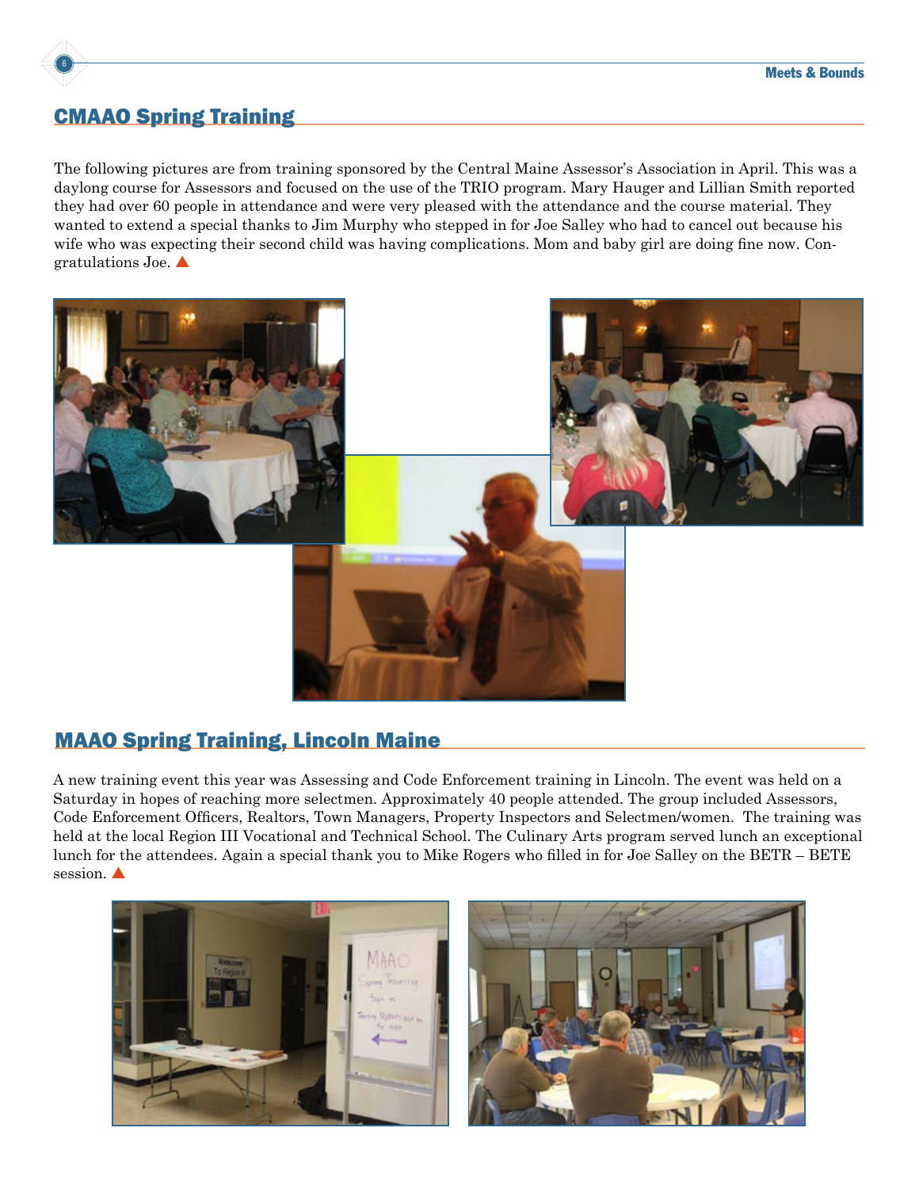## CMAAO Spring Training

The following pictures are from training sponsored by the Central Maine Assessor's Association in April. This was a daylong course for Assessors and focused on the use of the TRIO program. Mary Hauger and Lillian Smith reported they had over 60 people in attendance and were very pleased with the attendance and the course material. They wanted to extend a special thanks to Jim Murphy who stepped in for Joe Salley who had to cancel out because his wife who was expecting their second child was having complications. Mom and baby girl are doing fine now. Congratulations Joe. ▲

## MAAO Spring Training, Lincoln Maine

A new training event this year was Assessing and Code Enforcement training in Lincoln. The event was held on a Saturday in hopes of reaching more selectmen. Approximately 40 people attended. The group included Assessors, Code Enforcement Officers, Realtors, Town Managers, Property Inspectors and Selectmen/women. The training was held at the local Region III Vocational and Technical School. The Culinary Arts program served lunch an exceptional lunch for the attendees. Again a special thank you to Mike Rogers who filled in for Joe Salley on the BETR – BETE session. ▲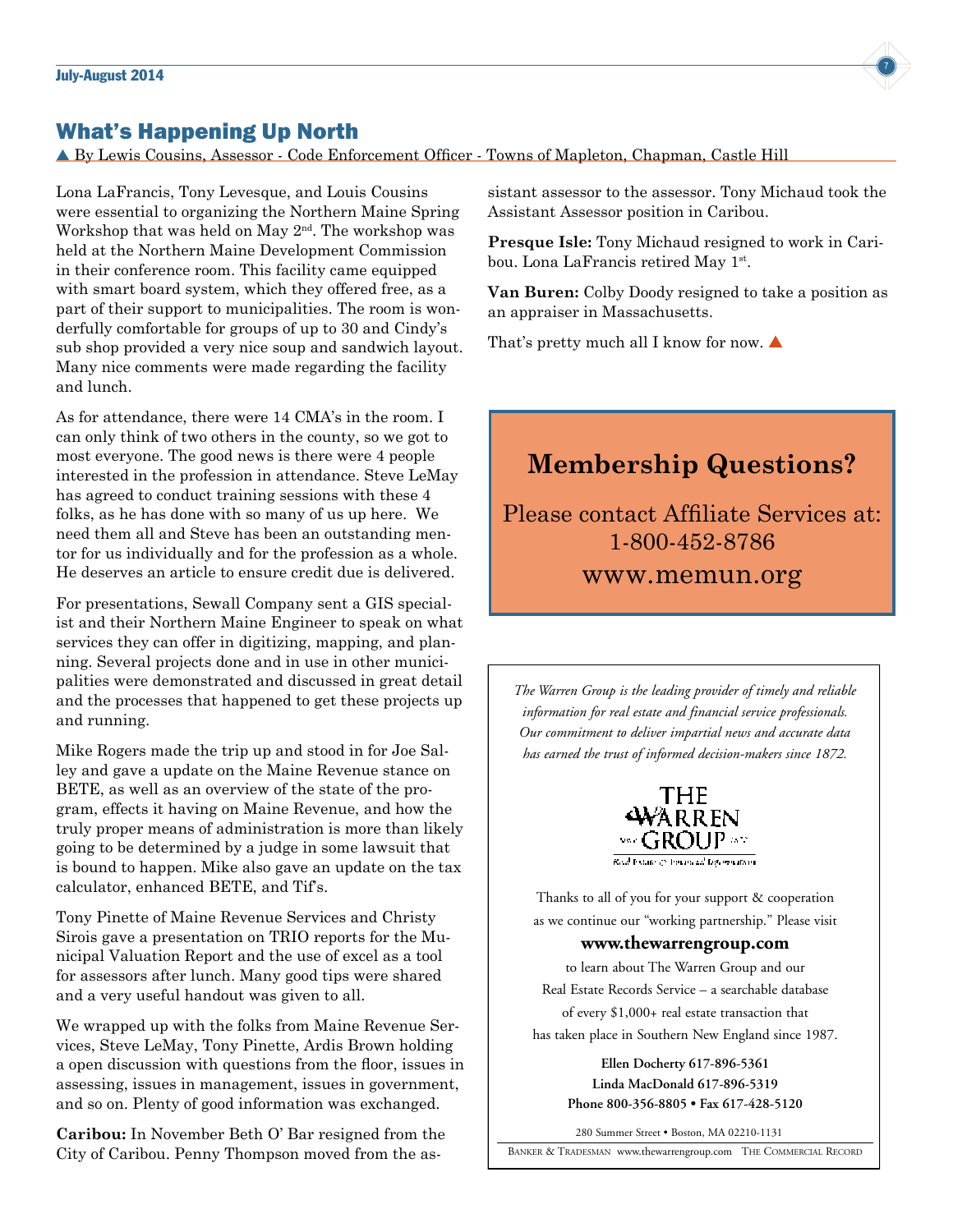## What's Happening Up North

▲ By Lewis Cousins, Assessor - Code Enforcement Officer - Towns of Mapleton, Chapman, Castle Hill

Lona LaFrancis, Tony Levesque, and Louis Cousins were essential to organizing the Northern Maine Spring Workshop that was held on May 2nd. The workshop was held at the Northern Maine Development Commission in their conference room. This facility came equipped with smart board system, which they offered free, as a part of their support to municipalities. The room is wonderfully comfortable for groups of up to 30 and Cindy's sub shop provided a very nice soup and sandwich layout. Many nice comments were made regarding the facility and lunch.

As for attendance, there were 14 CMA's in the room. I can only think of two others in the county, so we got to most everyone. The good news is there were 4 people interested in the profession in attendance. Steve LeMay has agreed to conduct training sessions with these 4 folks, as he has done with so many of us up here. We need them all and Steve has been an outstanding mentor for us individually and for the profession as a whole. He deserves an article to ensure credit due is delivered.

For presentations, Sewall Company sent a GIS specialist and their Northern Maine Engineer to speak on what services they can offer in digitizing, mapping, and planning. Several projects done and in use in other municipalities were demonstrated and discussed in great detail and the processes that happened to get these projects up and running.

Mike Rogers made the trip up and stood in for Joe Salley and gave a update on the Maine Revenue stance on BETE, as well as an overview of the state of the program, effects it having on Maine Revenue, and how the truly proper means of administration is more than likely going to be determined by a judge in some lawsuit that is bound to happen. Mike also gave an update on the tax calculator, enhanced BETE, and Tif's.

Tony Pinette of Maine Revenue Services and Christy Sirois gave a presentation on TRIO reports for the Municipal Valuation Report and the use of excel as a tool for assessors after lunch. Many good tips were shared and a very useful handout was given to all.

We wrapped up with the folks from Maine Revenue Services, Steve LeMay, Tony Pinette, Ardis Brown holding a open discussion with questions from the floor, issues in assessing, issues in management, issues in government, and so on. Plenty of good information was exchanged.

**Caribou:** In November Beth O' Bar resigned from the City of Caribou. Penny Thompson moved from the assistant assessor to the assessor. Tony Michaud took the Assistant Assessor position in Caribou.

**Presque Isle:** Tony Michaud resigned to work in Caribou. Lona LaFrancis retired May 1st.

**Van Buren:** Colby Doody resigned to take a position as an appraiser in Massachusetts.

That's pretty much all I know for now. ▲

---

### Membership Questions?

Please contact Affiliate Services at:
1-800-452-8786
www.memun.org

---

*The Warren Group is the leading provider of timely and reliable information for real estate and financial service professionals. Our commitment to deliver impartial news and accurate data has earned the trust of informed decision-makers since 1872.*

THE WARREN GROUP

Thanks to all of you for your support & cooperation as we continue our "working partnership." Please visit

**www.thewarrengroup.com**

to learn about The Warren Group and our Real Estate Records Service – a searchable database of every $1,000+ real estate transaction that has taken place in Southern New England since 1987.

**Ellen Docherty 617-896-5361**
**Linda MacDonald 617-896-5319**
**Phone 800-356-8805 • Fax 617-428-5120**

280 Summer Street • Boston, MA 02210-1131

BANKER & TRADESMAN www.thewarrengroup.com THE COMMERCIAL RECORD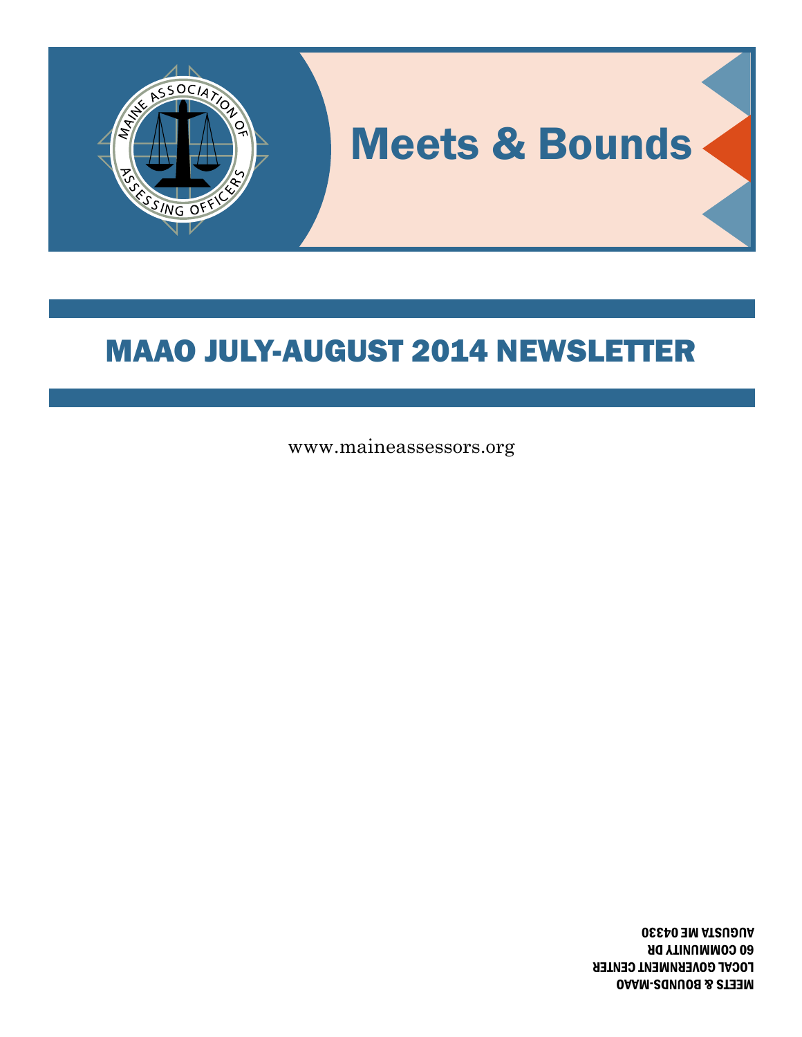# Meets & Bounds

## MAAO JULY-AUGUST 2014 NEWSLETTER

www.maineassessors.org

MEETS & BOUNDS-MAAO
LOCAL GOVERNMENT CENTER
60 COMMUNITY DR
AUGUSTA ME 04330